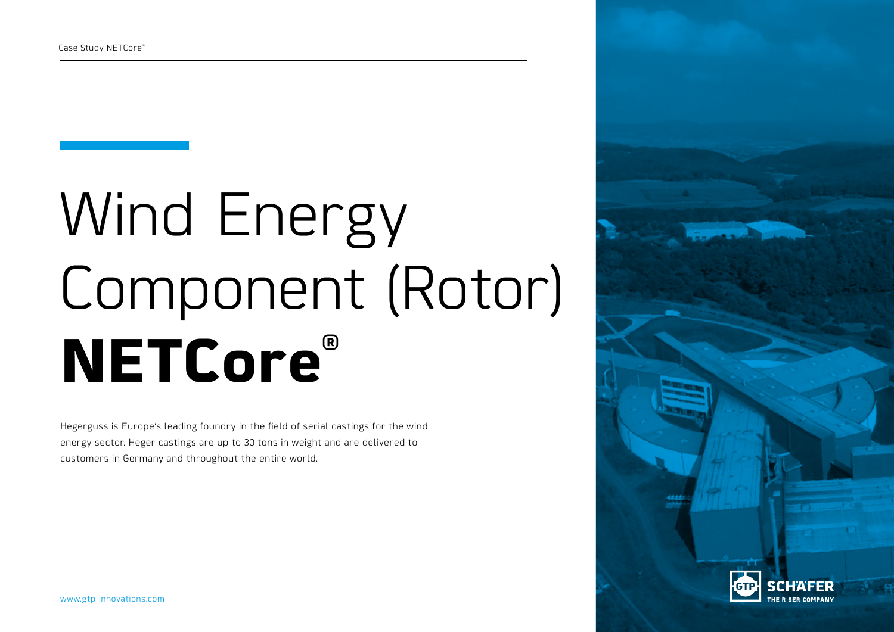# Wind Energy Component (Rotor) **NETCore®**

Hegerguss is Europe's leading foundry in the field of serial castings for the wind energy sector. Heger castings are up to 30 tons in weight and are delivered to customers in Germany and throughout the entire world.

www.gtp-innovations.com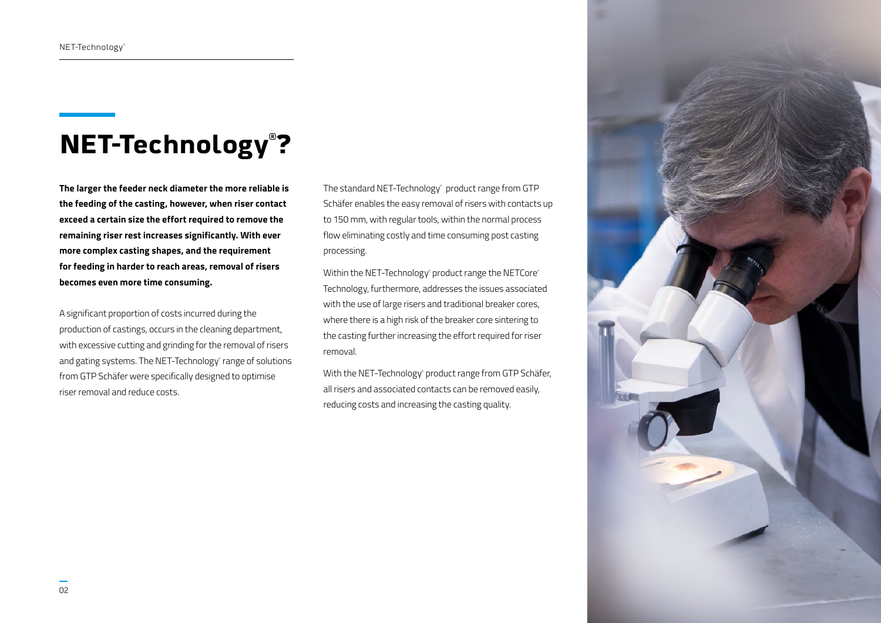# NET-Technology®?

**The larger the feeder neck diameter the more reliable is the feeding of the casting, however, when riser contact exceed a certain size the effort required to remove the remaining riser rest increases significantly. With ever more complex casting shapes, and the requirement for feeding in harder to reach areas, removal of risers becomes even more time consuming.**

A significant proportion of costs incurred during the production of castings, occurs in the cleaning department, with excessive cutting and grinding for the removal of risers and gating systems. The NET-Technology® range of solutions from GTP Schäfer were specifically designed to optimise riser removal and reduce costs.

The standard NET-Technology® product range from GTP Schäfer enables the easy removal of risers with contacts up to 150 mm, with regular tools, within the normal process flow eliminating costly and time consuming post casting processing.

Within the NET-Technology® product range the NETCore® Technology, furthermore, addresses the issues associated with the use of large risers and traditional breaker cores, where there is a high risk of the breaker core sintering to the casting further increasing the effort required for riser removal.

With the NET-Technology® product range from GTP Schäfer, all risers and associated contacts can be removed easily, reducing costs and increasing the casting quality.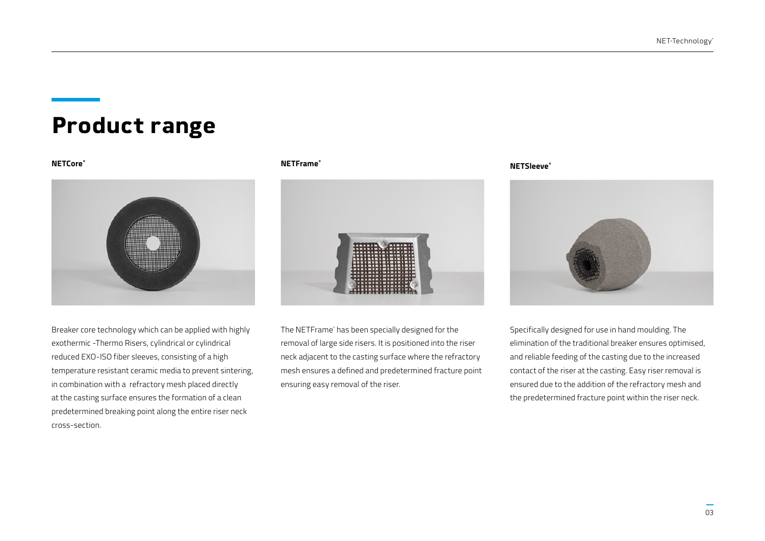# Product range

### NETCore®

Breaker core technology which can be applied with highly exothermic -Thermo Risers, cylindrical or cylindrical reduced EXO-ISO fiber sleeves, consisting of a high temperature resistant ceramic media to prevent sintering, in combination with a refractory mesh placed directly at the casting surface ensures the formation of a clean predetermined breaking point along the entire riser neck cross-section.

### NETFrame®

The NETFrame® has been specially designed for the removal of large side risers. It is positioned into the riser neck adjacent to the casting surface where the refractory mesh ensures a defined and predetermined fracture point ensuring easy removal of the riser.

### NETSleeve®

Specifically designed for use in hand moulding. The elimination of the traditional breaker ensures optimised, and reliable feeding of the casting due to the increased contact of the riser at the casting. Easy riser removal is ensured due to the addition of the refractory mesh and the predetermined fracture point within the riser neck.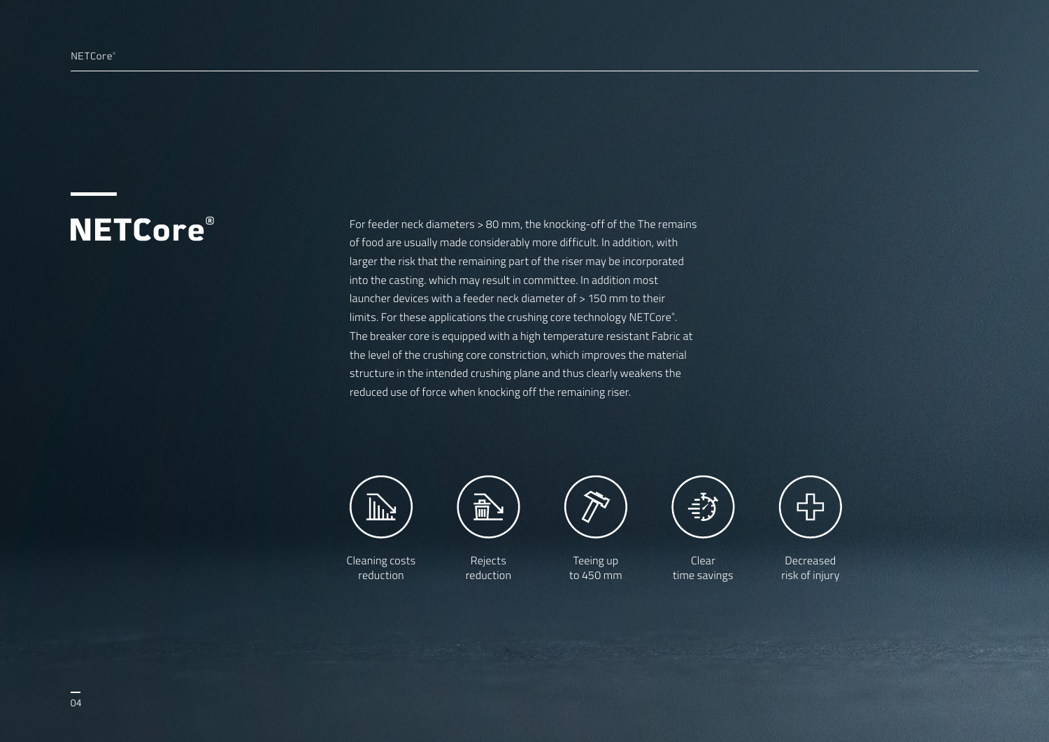# NETCore®

For feeder neck diameters > 80 mm, the knocking-off of the The remains of food are usually made considerably more difficult. In addition, with larger the risk that the remaining part of the riser may be incorporated into the casting. which may result in committee. In addition most launcher devices with a feeder neck diameter of > 150 mm to their limits. For these applications the crushing core technology NETCore®. The breaker core is equipped with a high temperature resistant Fabric at the level of the crushing core constriction, which improves the material structure in the intended crushing plane and thus clearly weakens the reduced use of force when knocking off the remaining riser.

Cleaning costs reduction

Rejects reduction

Teeing up to 450 mm

Clear time savings

Decreased risk of injury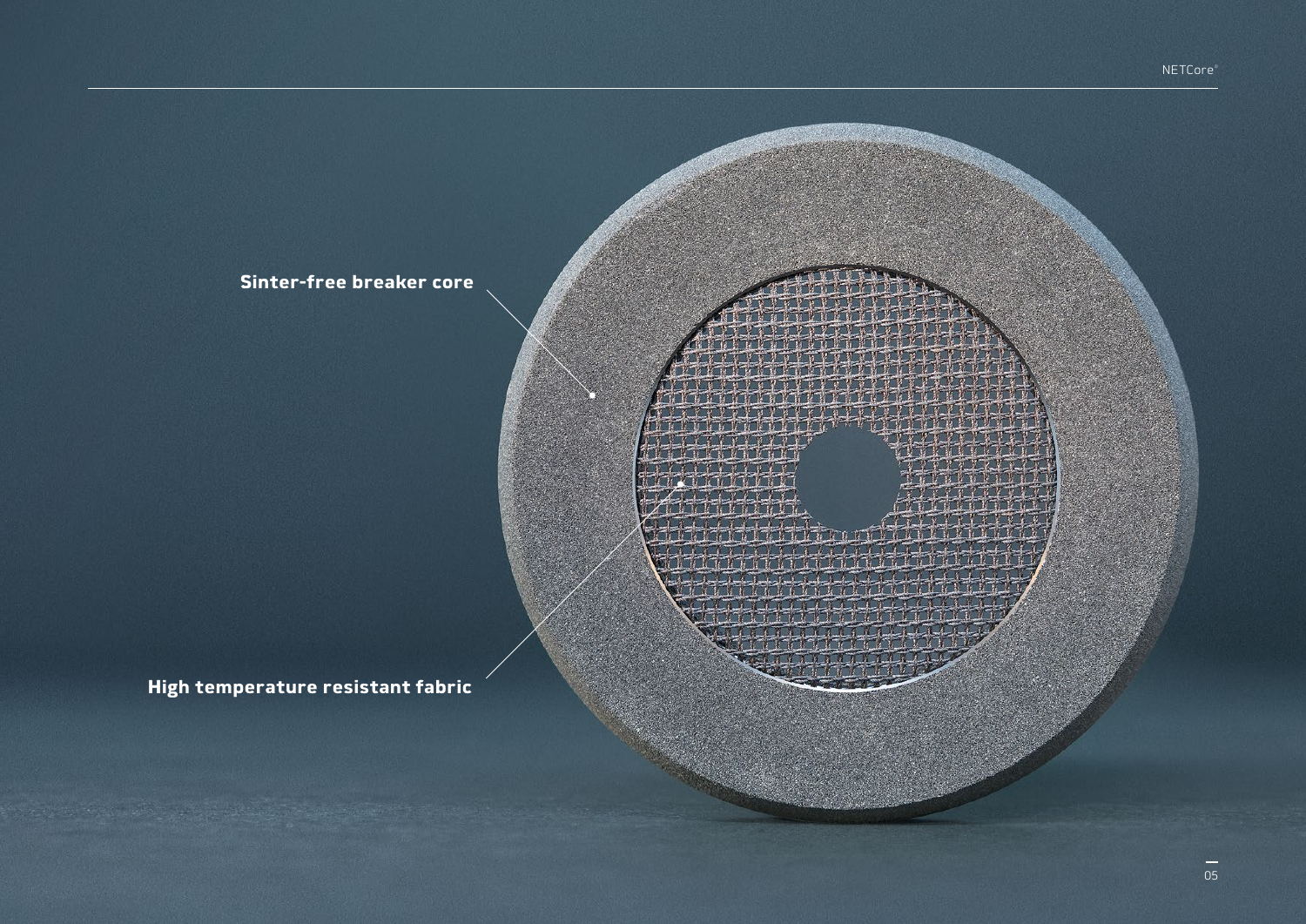**Sinter-free breaker core**

**High temperature resistant fabric**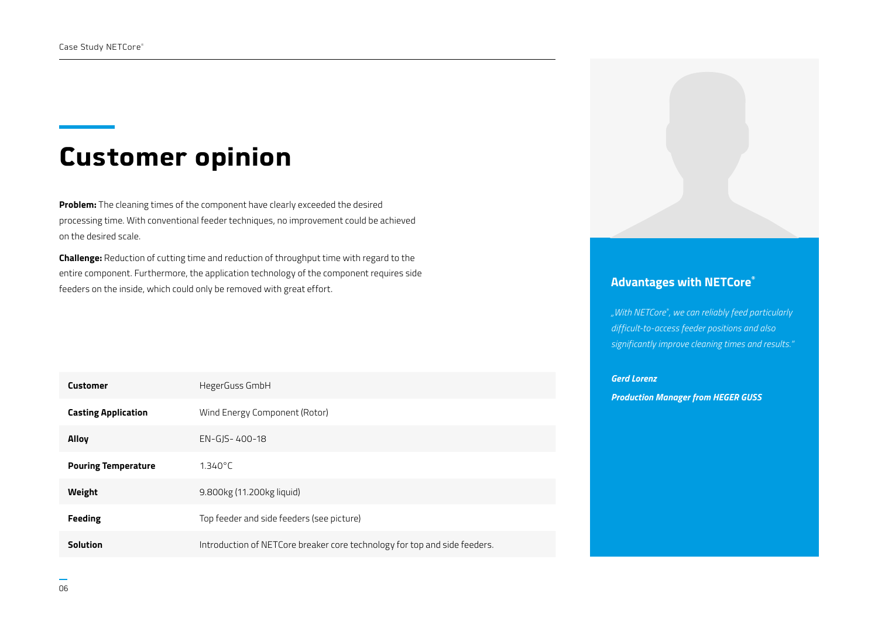# Customer opinion

**Problem:** The cleaning times of the component have clearly exceeded the desired processing time. With conventional feeder techniques, no improvement could be achieved on the desired scale.

**Challenge:** Reduction of cutting time and reduction of throughput time with regard to the entire component. Furthermore, the application technology of the component requires side feeders on the inside, which could only be removed with great effort.

| | |
|---|---|
| **Customer** | HegerGuss GmbH |
| **Casting Application** | Wind Energy Component (Rotor) |
| **Alloy** | EN-GJS- 400-18 |
| **Pouring Temperature** | 1.340°C |
| **Weight** | 9.800kg (11.200kg liquid) |
| **Feeding** | Top feeder and side feeders (see picture) |
| **Solution** | Introduction of NETCore breaker core technology for top and side feeders. |

## Advantages with NETCore®

*„With NETCore®, we can reliably feed particularly difficult-to-access feeder positions and also significantly improve cleaning times and results."*

***Gerd Lorenz***

***Production Manager from HEGER GUSS***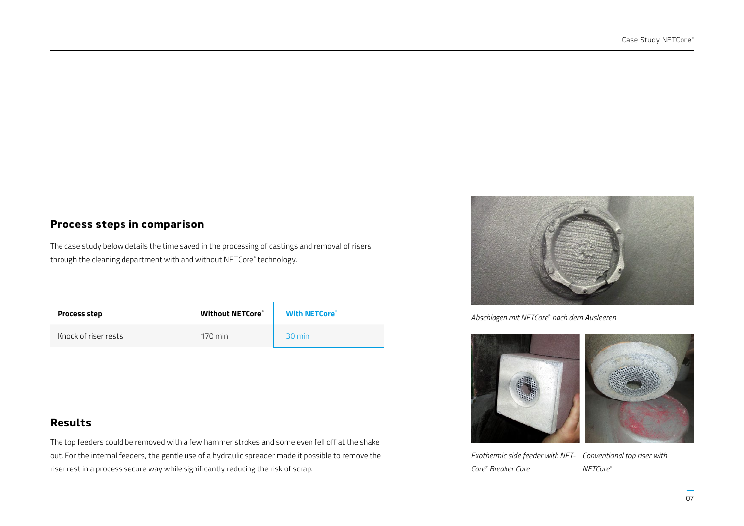## Process steps in comparison

The case study below details the time saved in the processing of castings and removal of risers through the cleaning department with and without NETCore® technology.

| Process step | Without NETCore® | With NETCore® |
| --- | --- | --- |
| Knock of riser rests | 170 min | 30 min |

*Abschlagen mit NETCore® nach dem Ausleeren*

*Exothermic side feeder with NET-Core® Breaker Core*

*Conventional top riser with NETCore®*

## Results

The top feeders could be removed with a few hammer strokes and some even fell off at the shake out. For the internal feeders, the gentle use of a hydraulic spreader made it possible to remove the riser rest in a process secure way while significantly reducing the risk of scrap.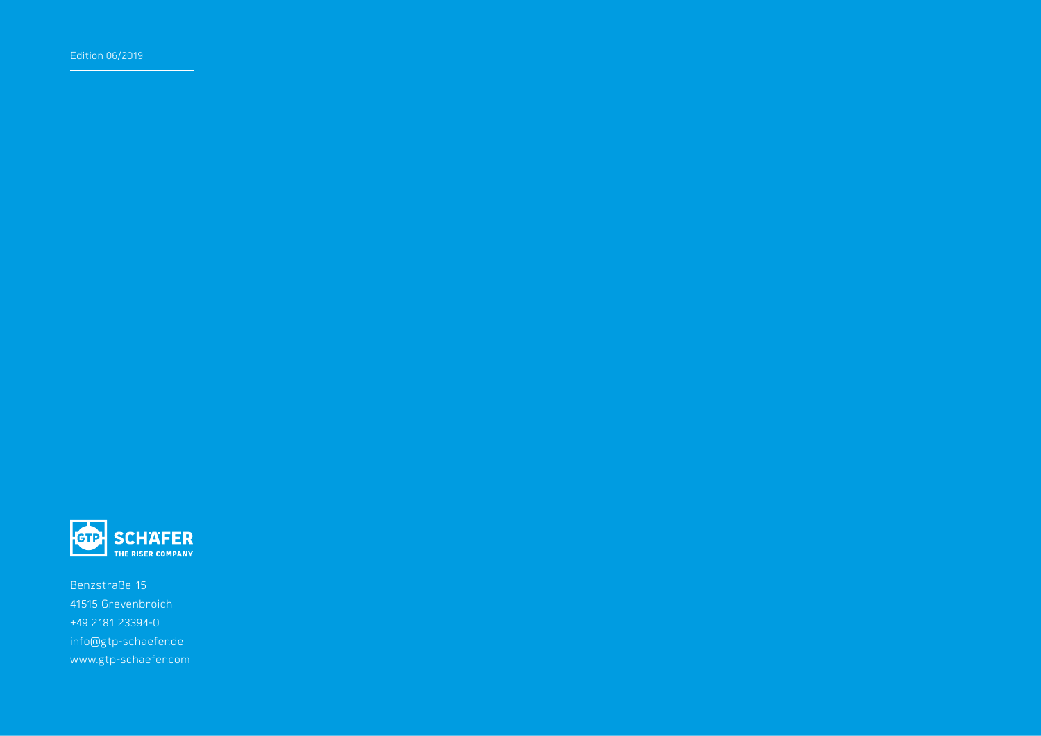Edition 06/2019

GTP SCHÄFER
THE RISER COMPANY

Benzstraße 15
41515 Grevenbroich
+49 2181 23394-0
info@gtp-schaefer.de
www.gtp-schaefer.com